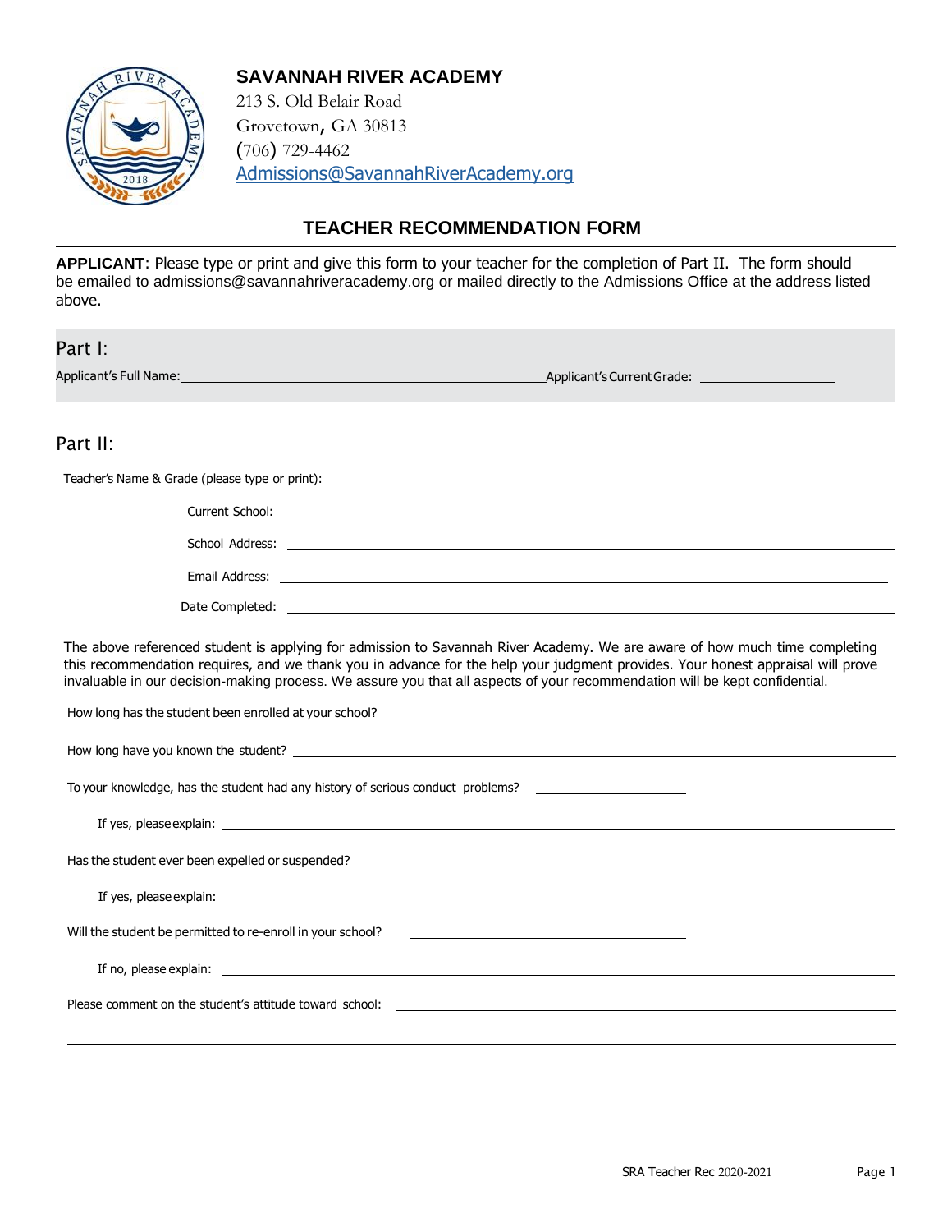**SAVANNAH RIVER ACADEMY**
213 S. Old Belair Road
Grovetown, GA 30813
(706) 729-4462
Admissions@SavannahRiverAcademy.org

## TEACHER RECOMMENDATION FORM

**APPLICANT**: Please type or print and give this form to your teacher for the completion of Part II. The form should be emailed to admissions@savannahriveracademy.org or mailed directly to the Admissions Office at the address listed above.

## Part I:

Applicant's Full Name: ____________________ Applicant's Current Grade: ____________

## Part II:

Teacher's Name & Grade (please type or print): ____________________

Current School: ____________________

School Address: ____________________

Email Address: ____________________

Date Completed: ____________________

The above referenced student is applying for admission to Savannah River Academy. We are aware of how much time completing this recommendation requires, and we thank you in advance for the help your judgment provides. Your honest appraisal will prove invaluable in our decision-making process. We assure you that all aspects of your recommendation will be kept confidential.

How long has the student been enrolled at your school? ____________________

How long have you known the student? ____________________

To your knowledge, has the student had any history of serious conduct problems? ____________

If yes, please explain: ____________________

Has the student ever been expelled or suspended? ____________

If yes, please explain: ____________________

Will the student be permitted to re-enroll in your school? ____________

If no, please explain: ____________________

Please comment on the student's attitude toward school: ____________________

____________________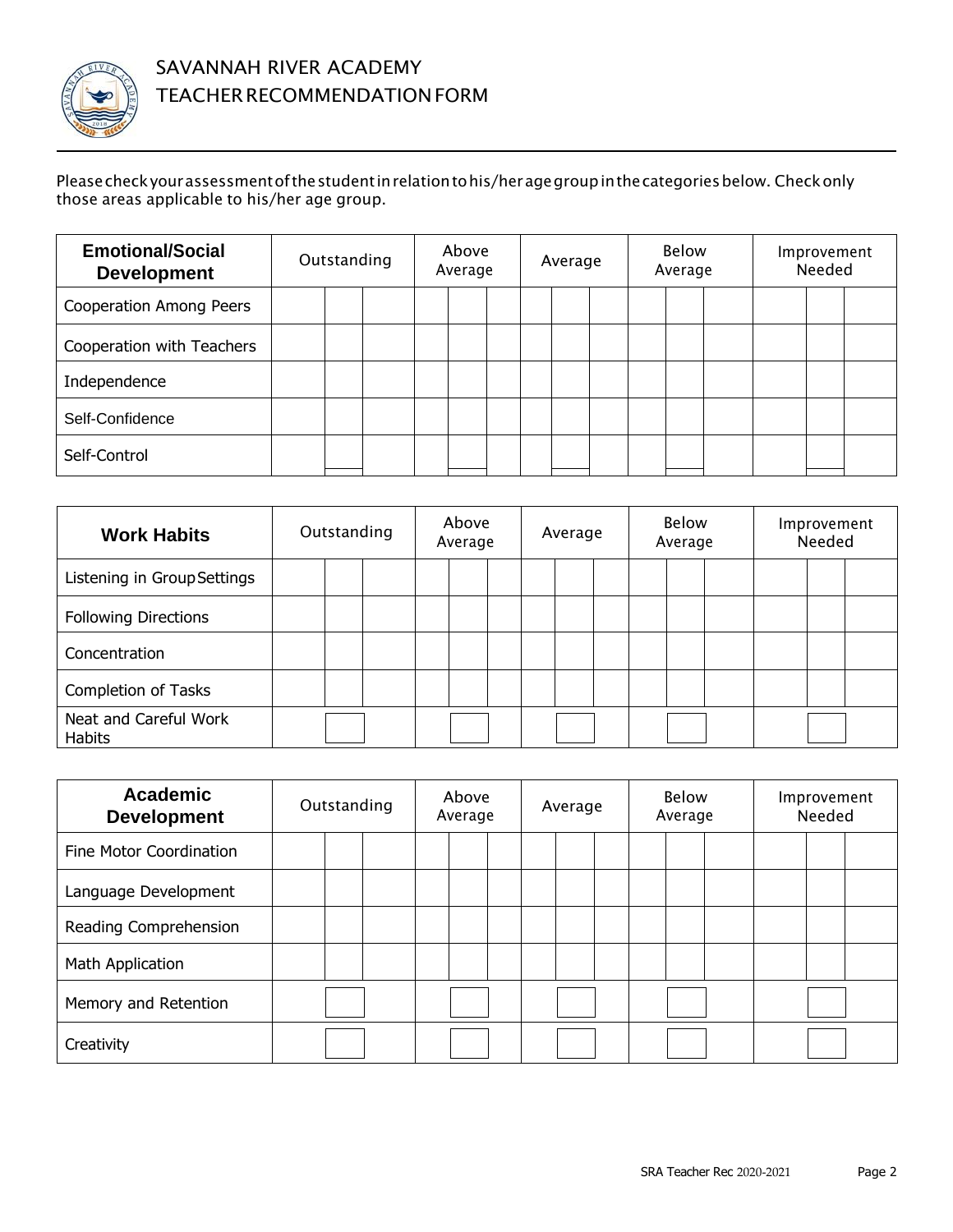# SAVANNAH RIVER ACADEMY
## TEACHER RECOMMENDATION FORM

Please check your assessment of the student in relation to his/her age group in the categories below. Check only those areas applicable to his/her age group.

| **Emotional/Social Development** | Outstanding | Above Average | Average | Below Average | Improvement Needed |
|---|---|---|---|---|---|
| Cooperation Among Peers | | | | | |
| Cooperation with Teachers | | | | | |
| Independence | | | | | |
| Self-Confidence | | | | | |
| Self-Control | | | | | |

| **Work Habits** | Outstanding | Above Average | Average | Below Average | Improvement Needed |
|---|---|---|---|---|---|
| Listening in Group Settings | | | | | |
| Following Directions | | | | | |
| Concentration | | | | | |
| Completion of Tasks | | | | | |
| Neat and Careful Work Habits | | | | | |

| **Academic Development** | Outstanding | Above Average | Average | Below Average | Improvement Needed |
|---|---|---|---|---|---|
| Fine Motor Coordination | | | | | |
| Language Development | | | | | |
| Reading Comprehension | | | | | |
| Math Application | | | | | |
| Memory and Retention | | | | | |
| Creativity | | | | | |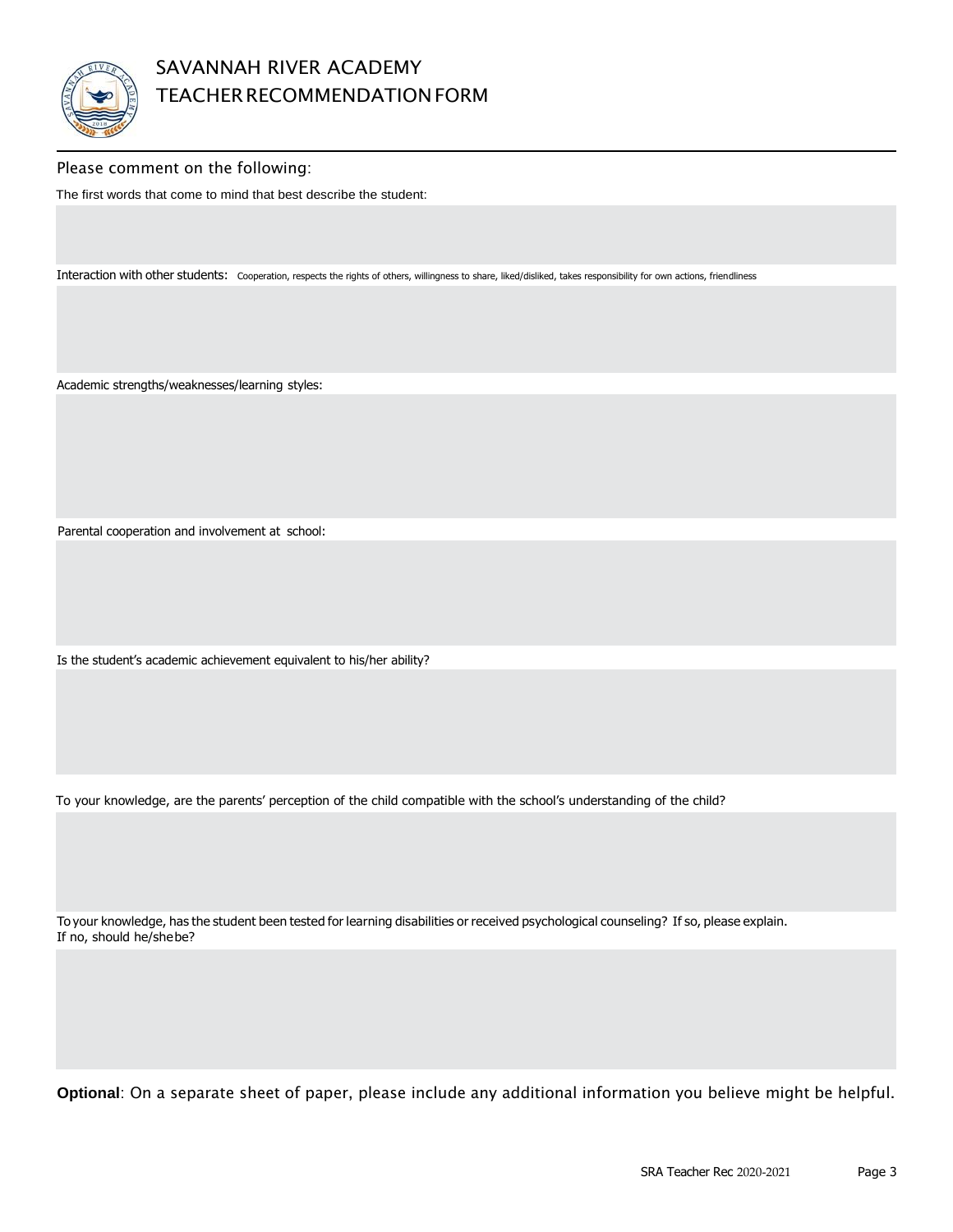# SAVANNAH RIVER ACADEMY
## TEACHER RECOMMENDATION FORM

Please comment on the following:

The first words that come to mind that best describe the student:

Interaction with other students: Cooperation, respects the rights of others, willingness to share, liked/disliked, takes responsibility for own actions, friendliness

Academic strengths/weaknesses/learning styles:

Parental cooperation and involvement at school:

Is the student's academic achievement equivalent to his/her ability?

To your knowledge, are the parents' perception of the child compatible with the school's understanding of the child?

To your knowledge, has the student been tested for learning disabilities or received psychological counseling? If so, please explain. If no, should he/she be?

**Optional**: On a separate sheet of paper, please include any additional information you believe might be helpful.